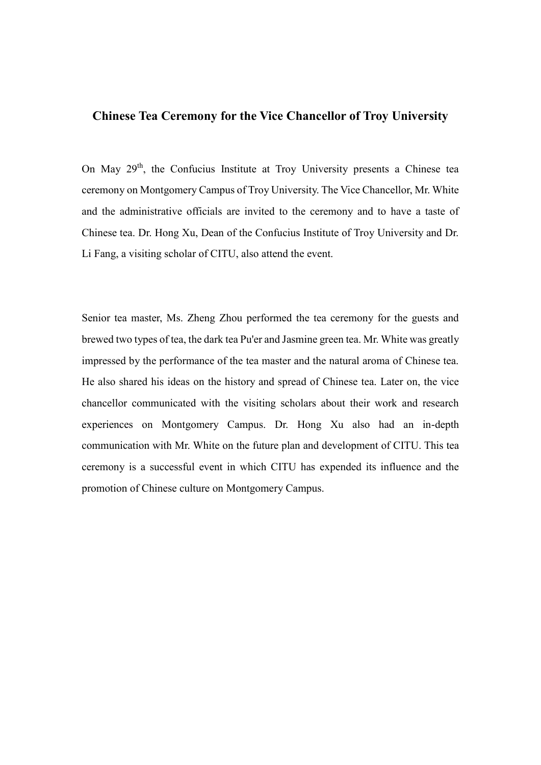# Chinese Tea Ceremony for the Vice Chancellor of Troy University

On May 29th, the Confucius Institute at Troy University presents a Chinese tea ceremony on Montgomery Campus of Troy University. The Vice Chancellor, Mr. White and the administrative officials are invited to the ceremony and to have a taste of Chinese tea. Dr. Hong Xu, Dean of the Confucius Institute of Troy University and Dr. Li Fang, a visiting scholar of CITU, also attend the event.

Senior tea master, Ms. Zheng Zhou performed the tea ceremony for the guests and brewed two types of tea, the dark tea Pu'er and Jasmine green tea. Mr. White was greatly impressed by the performance of the tea master and the natural aroma of Chinese tea. He also shared his ideas on the history and spread of Chinese tea. Later on, the vice chancellor communicated with the visiting scholars about their work and research experiences on Montgomery Campus. Dr. Hong Xu also had an in-depth communication with Mr. White on the future plan and development of CITU. This tea ceremony is a successful event in which CITU has expended its influence and the promotion of Chinese culture on Montgomery Campus.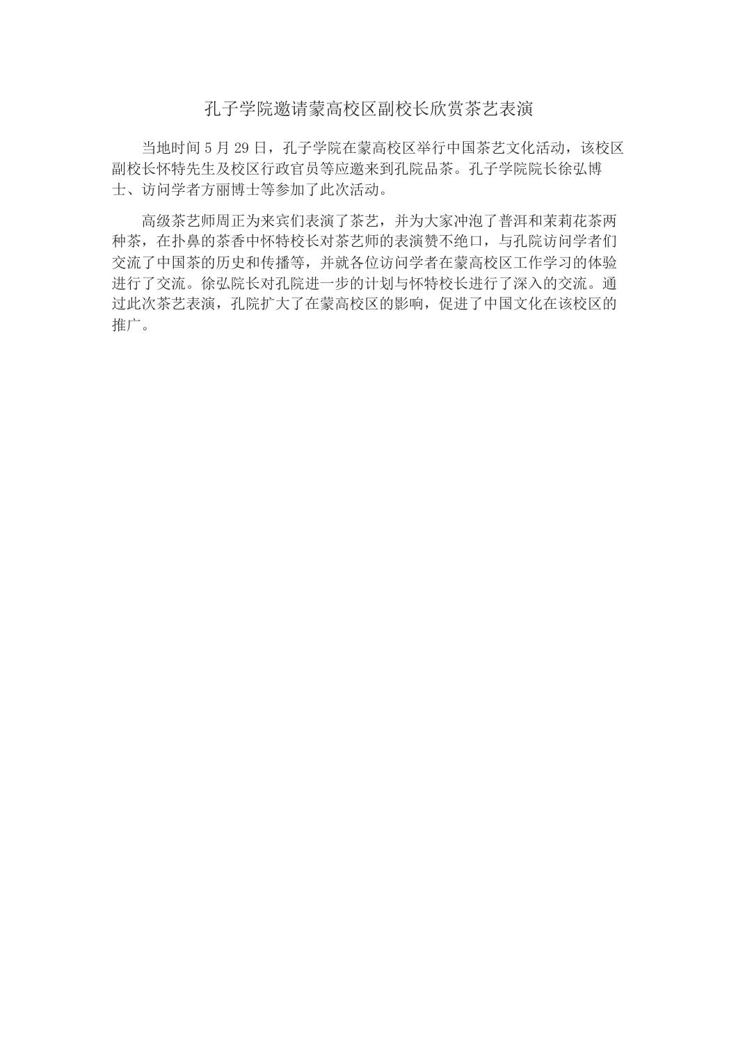# 孔子学院邀请蒙高校区副校长欣赏茶艺表演

当地时间 5 月 29 日，孔子学院在蒙高校区举行中国茶艺文化活动，该校区副校长怀特先生及校区行政官员等应邀来到孔院品茶。孔子学院院长徐弘博士、访问学者方丽博士等参加了此次活动。

高级茶艺师周正为来宾们表演了茶艺，并为大家冲泡了普洱和茉莉花茶两种茶，在扑鼻的茶香中怀特校长对茶艺师的表演赞不绝口，与孔院访问学者们交流了中国茶的历史和传播等，并就各位访问学者在蒙高校区工作学习的体验进行了交流。徐弘院长对孔院进一步的计划与怀特校长进行了深入的交流。通过此次茶艺表演，孔院扩大了在蒙高校区的影响，促进了中国文化在该校区的推广。